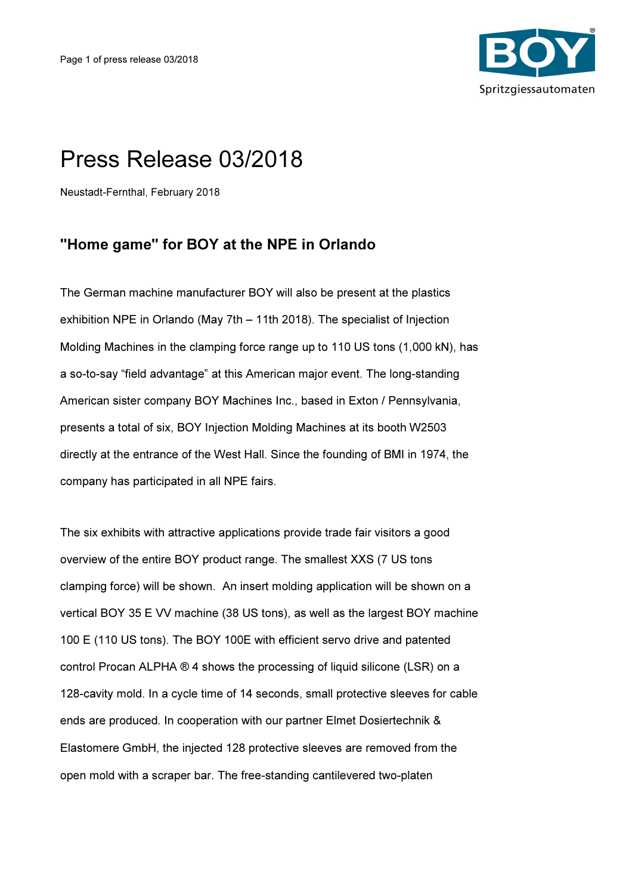# Press Release 03/2018

Neustadt-Fernthal, February 2018

## "Home game" for BOY at the NPE in Orlando

The German machine manufacturer BOY will also be present at the plastics exhibition NPE in Orlando (May 7th – 11th 2018). The specialist of Injection Molding Machines in the clamping force range up to 110 US tons (1,000 kN), has a so-to-say “field advantage” at this American major event. The long-standing American sister company BOY Machines Inc., based in Exton / Pennsylvania, presents a total of six, BOY Injection Molding Machines at its booth W2503 directly at the entrance of the West Hall. Since the founding of BMI in 1974, the company has participated in all NPE fairs.

The six exhibits with attractive applications provide trade fair visitors a good overview of the entire BOY product range. The smallest XXS (7 US tons clamping force) will be shown.  An insert molding application will be shown on a vertical BOY 35 E VV machine (38 US tons), as well as the largest BOY machine 100 E (110 US tons). The BOY 100E with efficient servo drive and patented control Procan ALPHA ® 4 shows the processing of liquid silicone (LSR) on a 128-cavity mold. In a cycle time of 14 seconds, small protective sleeves for cable ends are produced. In cooperation with our partner Elmet Dosiertechnik & Elastomere GmbH, the injected 128 protective sleeves are removed from the open mold with a scraper bar. The free-standing cantilevered two-platen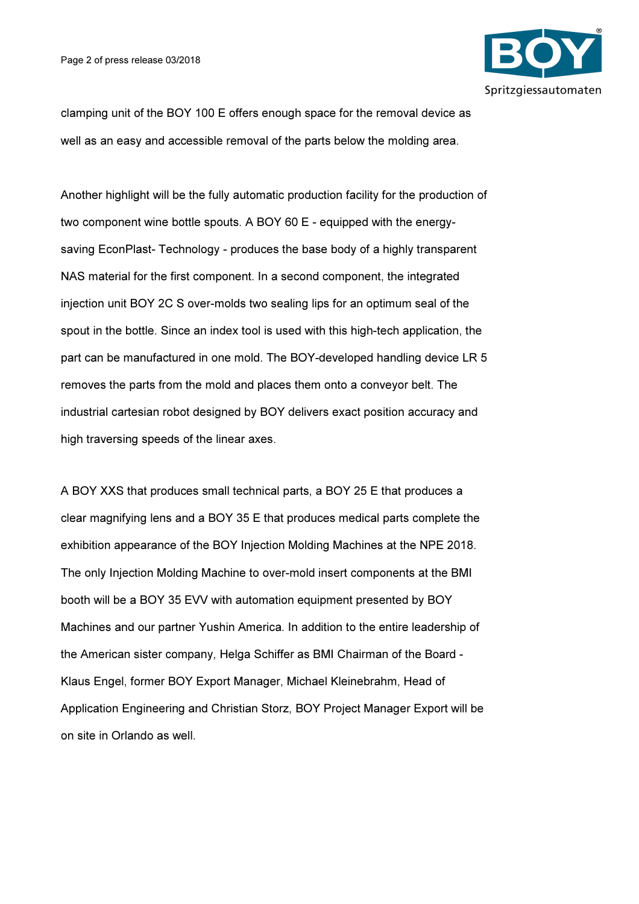clamping unit of the BOY 100 E offers enough space for the removal device as well as an easy and accessible removal of the parts below the molding area.

Another highlight will be the fully automatic production facility for the production of two component wine bottle spouts. A BOY 60 E - equipped with the energy-saving EconPlast- Technology - produces the base body of a highly transparent NAS material for the first component. In a second component, the integrated injection unit BOY 2C S over-molds two sealing lips for an optimum seal of the spout in the bottle. Since an index tool is used with this high-tech application, the part can be manufactured in one mold. The BOY-developed handling device LR 5 removes the parts from the mold and places them onto a conveyor belt. The industrial cartesian robot designed by BOY delivers exact position accuracy and high traversing speeds of the linear axes.

A BOY XXS that produces small technical parts, a BOY 25 E that produces a clear magnifying lens and a BOY 35 E that produces medical parts complete the exhibition appearance of the BOY Injection Molding Machines at the NPE 2018. The only Injection Molding Machine to over-mold insert components at the BMI booth will be a BOY 35 EVV with automation equipment presented by BOY Machines and our partner Yushin America. In addition to the entire leadership of the American sister company, Helga Schiffer as BMI Chairman of the Board - Klaus Engel, former BOY Export Manager, Michael Kleinebrahm, Head of Application Engineering and Christian Storz, BOY Project Manager Export will be on site in Orlando as well.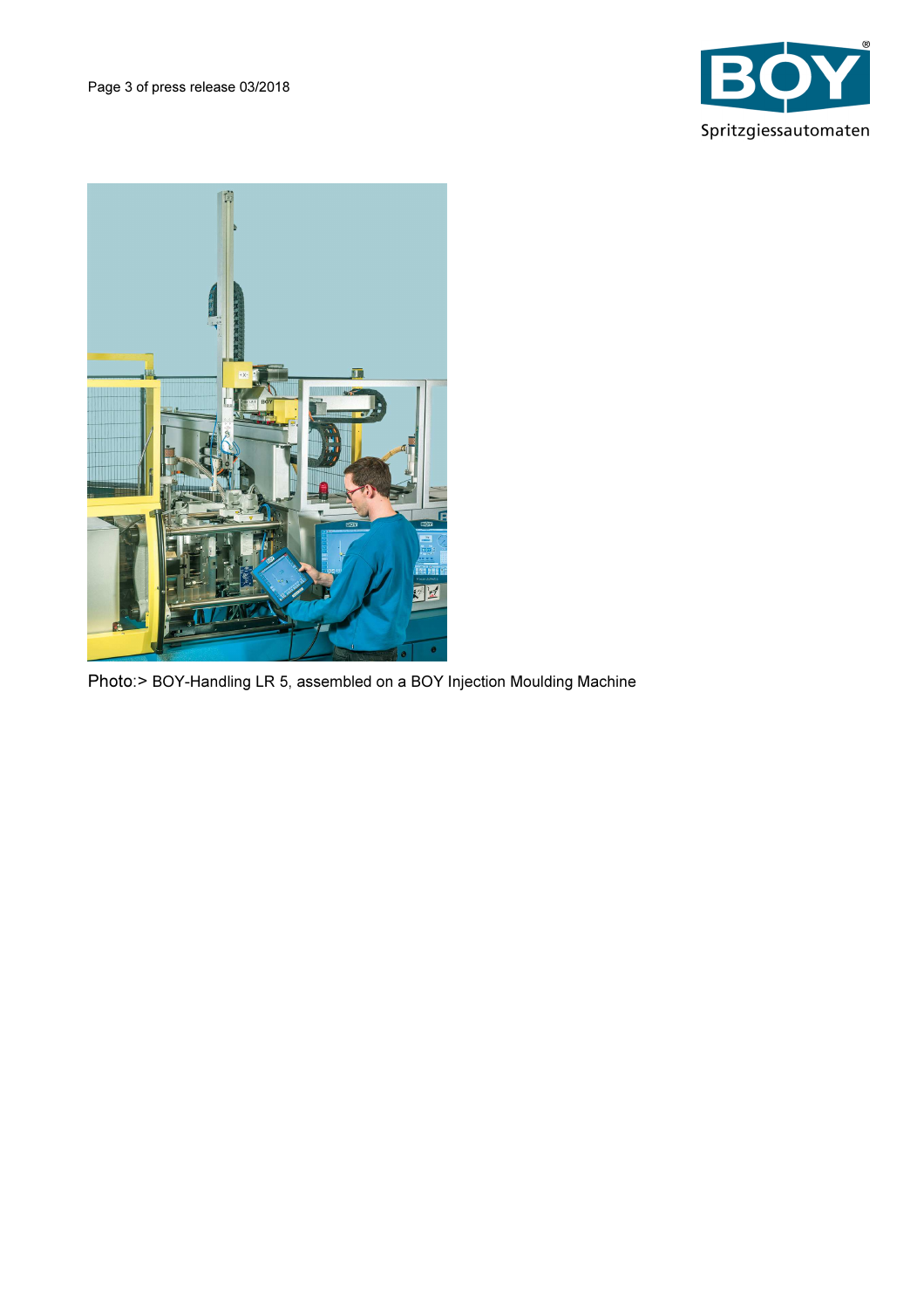Photo:> BOY-Handling LR 5, assembled on a BOY Injection Moulding Machine